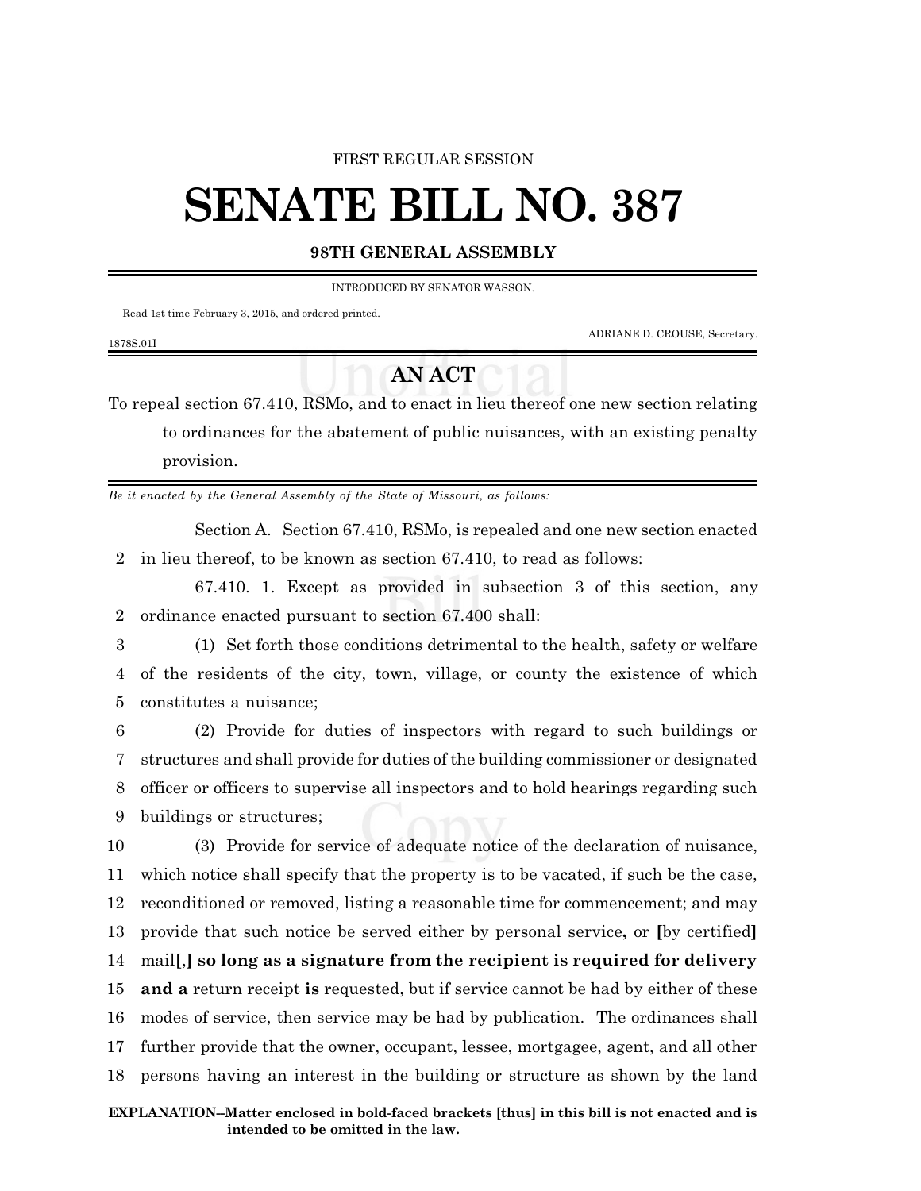FIRST REGULAR SESSION

# SENATE BILL NO. 387

## 98TH GENERAL ASSEMBLY

INTRODUCED BY SENATOR WASSON.

Read 1st time February 3, 2015, and ordered printed.

ADRIANE D. CROUSE, Secretary.

1878S.01I

## AN ACT

To repeal section 67.410, RSMo, and to enact in lieu thereof one new section relating to ordinances for the abatement of public nuisances, with an existing penalty provision.

*Be it enacted by the General Assembly of the State of Missouri, as follows:*

Section A. Section 67.410, RSMo, is repealed and one new section enacted
2 in lieu thereof, to be known as section 67.410, to read as follows:

67.410. 1. Except as provided in subsection 3 of this section, any
2 ordinance enacted pursuant to section 67.400 shall:

3 (1) Set forth those conditions detrimental to the health, safety or welfare
4 of the residents of the city, town, village, or county the existence of which
5 constitutes a nuisance;

6 (2) Provide for duties of inspectors with regard to such buildings or
7 structures and shall provide for duties of the building commissioner or designated
8 officer or officers to supervise all inspectors and to hold hearings regarding such
9 buildings or structures;

10 (3) Provide for service of adequate notice of the declaration of nuisance,
11 which notice shall specify that the property is to be vacated, if such be the case,
12 reconditioned or removed, listing a reasonable time for commencement; and may
13 provide that such notice be served either by personal service**,** or **[**by certified**]**
14 mail**[**,**] so long as a signature from the recipient is required for delivery**
15 **and a** return receipt **is** requested, but if service cannot be had by either of these
16 modes of service, then service may be had by publication. The ordinances shall
17 further provide that the owner, occupant, lessee, mortgagee, agent, and all other
18 persons having an interest in the building or structure as shown by the land

**EXPLANATION–Matter enclosed in bold-faced brackets [thus] in this bill is not enacted and is intended to be omitted in the law.**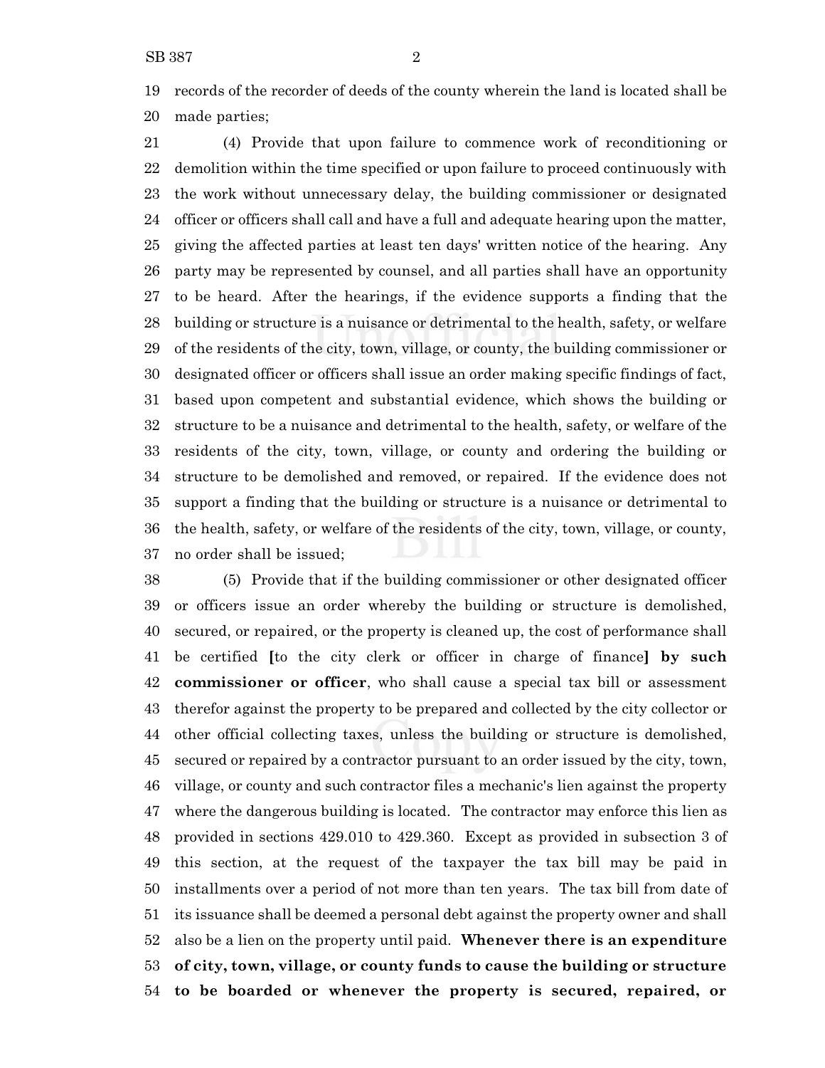records of the recorder of deeds of the county wherein the land is located shall be made parties;

(4) Provide that upon failure to commence work of reconditioning or demolition within the time specified or upon failure to proceed continuously with the work without unnecessary delay, the building commissioner or designated officer or officers shall call and have a full and adequate hearing upon the matter, giving the affected parties at least ten days' written notice of the hearing. Any party may be represented by counsel, and all parties shall have an opportunity to be heard. After the hearings, if the evidence supports a finding that the building or structure is a nuisance or detrimental to the health, safety, or welfare of the residents of the city, town, village, or county, the building commissioner or designated officer or officers shall issue an order making specific findings of fact, based upon competent and substantial evidence, which shows the building or structure to be a nuisance and detrimental to the health, safety, or welfare of the residents of the city, town, village, or county and ordering the building or structure to be demolished and removed, or repaired. If the evidence does not support a finding that the building or structure is a nuisance or detrimental to the health, safety, or welfare of the residents of the city, town, village, or county, no order shall be issued;

(5) Provide that if the building commissioner or other designated officer or officers issue an order whereby the building or structure is demolished, secured, or repaired, or the property is cleaned up, the cost of performance shall be certified **[**to the city clerk or officer in charge of finance**] by such commissioner or officer**, who shall cause a special tax bill or assessment therefor against the property to be prepared and collected by the city collector or other official collecting taxes, unless the building or structure is demolished, secured or repaired by a contractor pursuant to an order issued by the city, town, village, or county and such contractor files a mechanic's lien against the property where the dangerous building is located. The contractor may enforce this lien as provided in sections 429.010 to 429.360. Except as provided in subsection 3 of this section, at the request of the taxpayer the tax bill may be paid in installments over a period of not more than ten years. The tax bill from date of its issuance shall be deemed a personal debt against the property owner and shall also be a lien on the property until paid. **Whenever there is an expenditure of city, town, village, or county funds to cause the building or structure to be boarded or whenever the property is secured, repaired, or**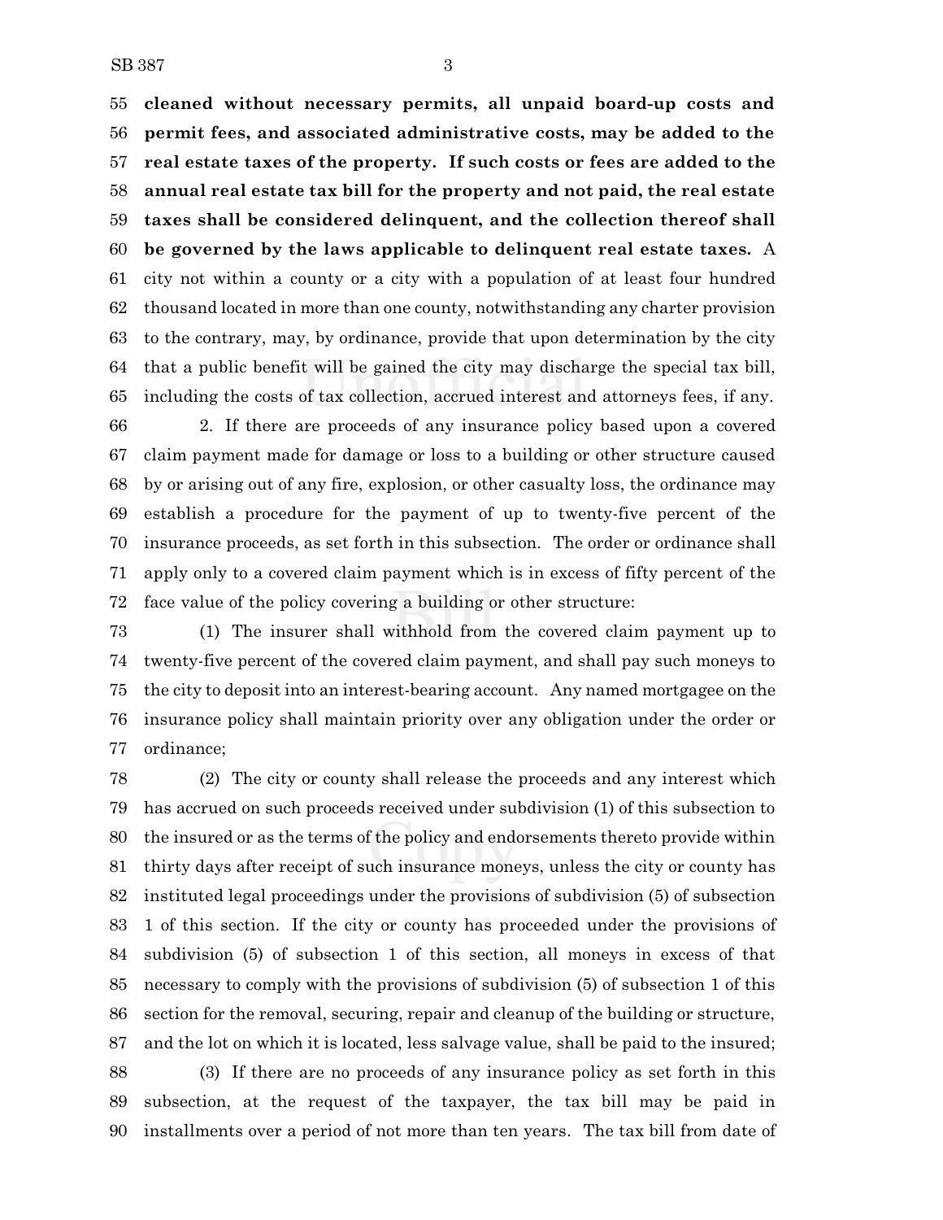**cleaned without necessary permits, all unpaid board-up costs and permit fees, and associated administrative costs, may be added to the real estate taxes of the property. If such costs or fees are added to the annual real estate tax bill for the property and not paid, the real estate taxes shall be considered delinquent, and the collection thereof shall be governed by the laws applicable to delinquent real estate taxes.** A city not within a county or a city with a population of at least four hundred thousand located in more than one county, notwithstanding any charter provision to the contrary, may, by ordinance, provide that upon determination by the city that a public benefit will be gained the city may discharge the special tax bill, including the costs of tax collection, accrued interest and attorneys fees, if any.

2. If there are proceeds of any insurance policy based upon a covered claim payment made for damage or loss to a building or other structure caused by or arising out of any fire, explosion, or other casualty loss, the ordinance may establish a procedure for the payment of up to twenty-five percent of the insurance proceeds, as set forth in this subsection. The order or ordinance shall apply only to a covered claim payment which is in excess of fifty percent of the face value of the policy covering a building or other structure:

(1) The insurer shall withhold from the covered claim payment up to twenty-five percent of the covered claim payment, and shall pay such moneys to the city to deposit into an interest-bearing account. Any named mortgagee on the insurance policy shall maintain priority over any obligation under the order or ordinance;

(2) The city or county shall release the proceeds and any interest which has accrued on such proceeds received under subdivision (1) of this subsection to the insured or as the terms of the policy and endorsements thereto provide within thirty days after receipt of such insurance moneys, unless the city or county has instituted legal proceedings under the provisions of subdivision (5) of subsection 1 of this section. If the city or county has proceeded under the provisions of subdivision (5) of subsection 1 of this section, all moneys in excess of that necessary to comply with the provisions of subdivision (5) of subsection 1 of this section for the removal, securing, repair and cleanup of the building or structure, and the lot on which it is located, less salvage value, shall be paid to the insured;

(3) If there are no proceeds of any insurance policy as set forth in this subsection, at the request of the taxpayer, the tax bill may be paid in installments over a period of not more than ten years. The tax bill from date of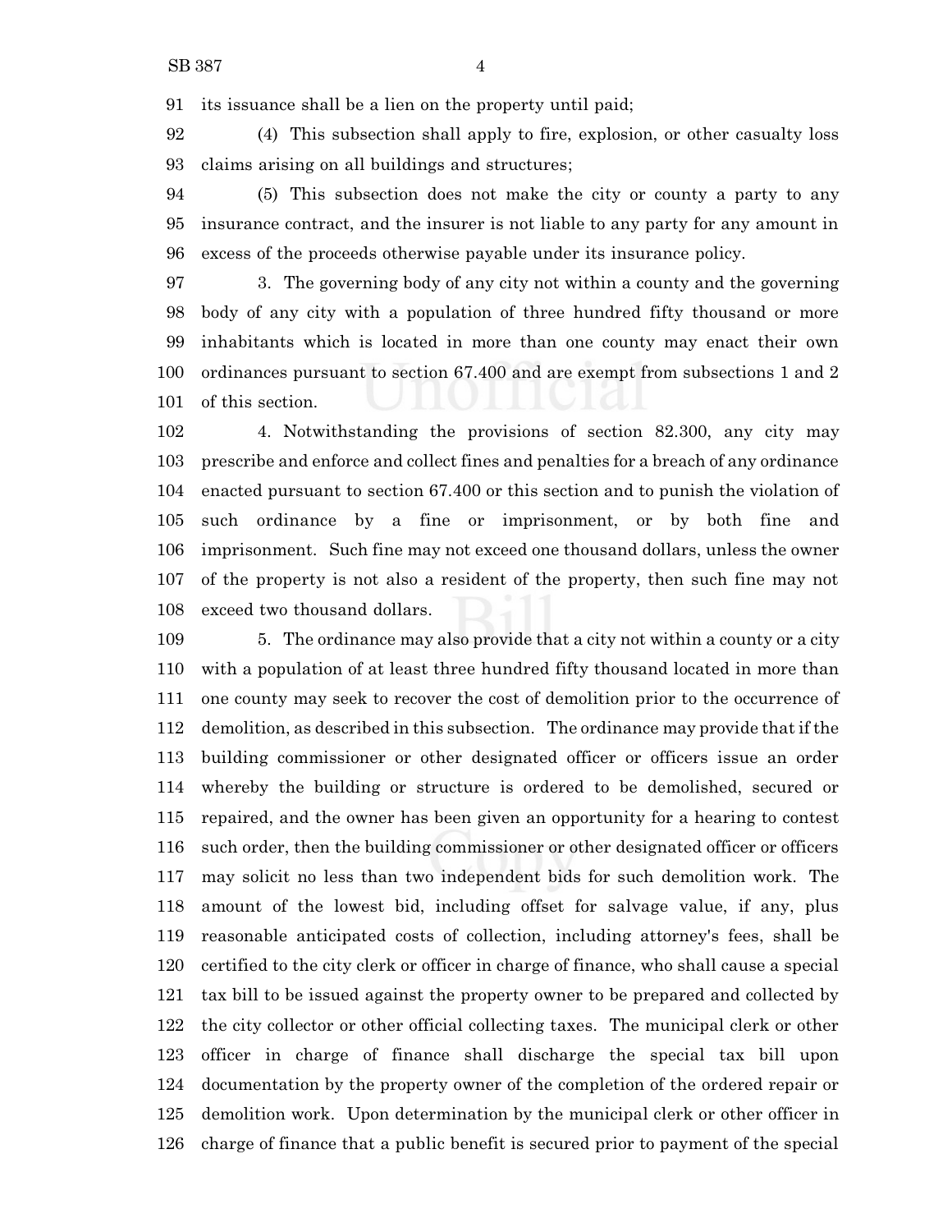its issuance shall be a lien on the property until paid;

(4) This subsection shall apply to fire, explosion, or other casualty loss claims arising on all buildings and structures;

(5) This subsection does not make the city or county a party to any insurance contract, and the insurer is not liable to any party for any amount in excess of the proceeds otherwise payable under its insurance policy.

3. The governing body of any city not within a county and the governing body of any city with a population of three hundred fifty thousand or more inhabitants which is located in more than one county may enact their own ordinances pursuant to section 67.400 and are exempt from subsections 1 and 2 of this section.

4. Notwithstanding the provisions of section 82.300, any city may prescribe and enforce and collect fines and penalties for a breach of any ordinance enacted pursuant to section 67.400 or this section and to punish the violation of such ordinance by a fine or imprisonment, or by both fine and imprisonment. Such fine may not exceed one thousand dollars, unless the owner of the property is not also a resident of the property, then such fine may not exceed two thousand dollars.

5. The ordinance may also provide that a city not within a county or a city with a population of at least three hundred fifty thousand located in more than one county may seek to recover the cost of demolition prior to the occurrence of demolition, as described in this subsection. The ordinance may provide that if the building commissioner or other designated officer or officers issue an order whereby the building or structure is ordered to be demolished, secured or repaired, and the owner has been given an opportunity for a hearing to contest such order, then the building commissioner or other designated officer or officers may solicit no less than two independent bids for such demolition work. The amount of the lowest bid, including offset for salvage value, if any, plus reasonable anticipated costs of collection, including attorney's fees, shall be certified to the city clerk or officer in charge of finance, who shall cause a special tax bill to be issued against the property owner to be prepared and collected by the city collector or other official collecting taxes. The municipal clerk or other officer in charge of finance shall discharge the special tax bill upon documentation by the property owner of the completion of the ordered repair or demolition work. Upon determination by the municipal clerk or other officer in charge of finance that a public benefit is secured prior to payment of the special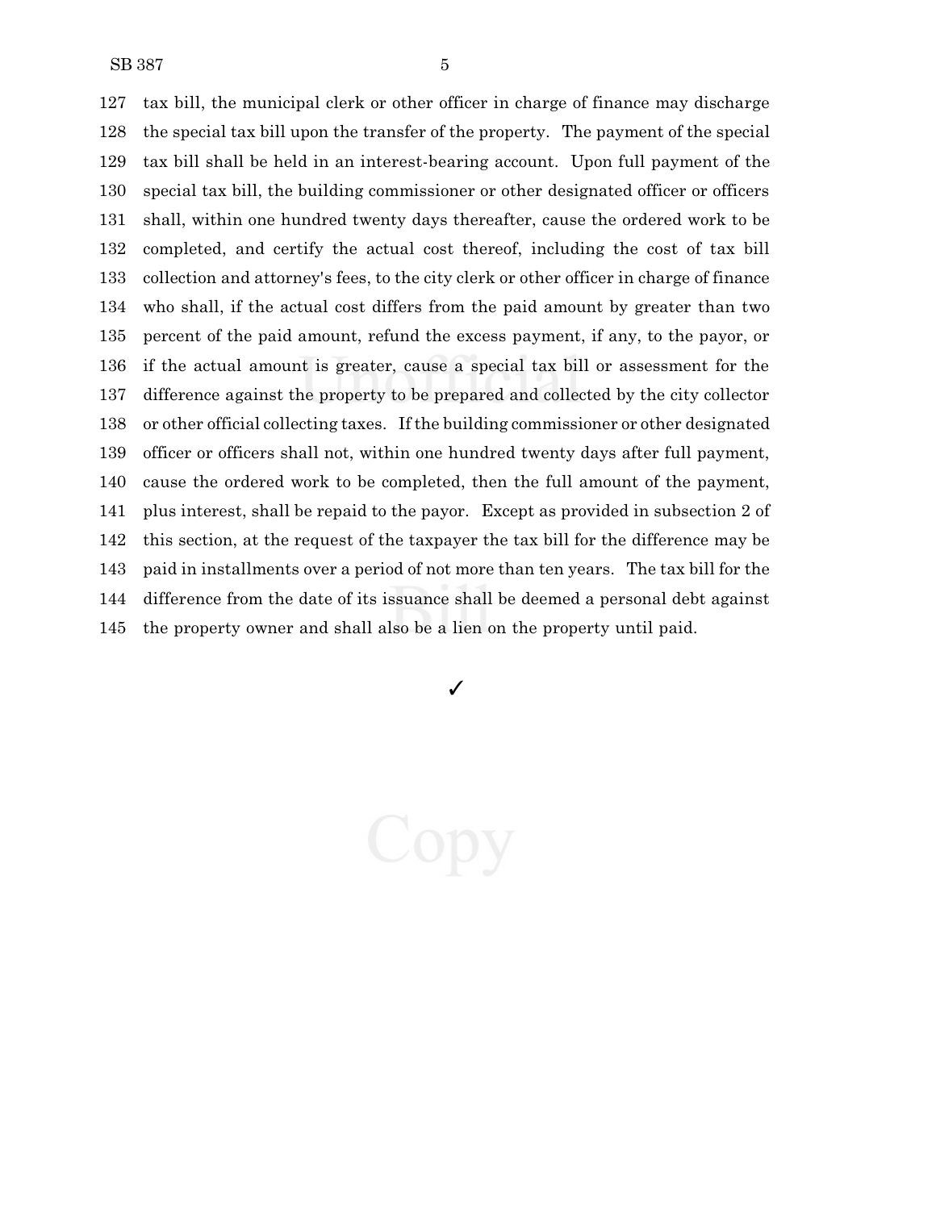tax bill, the municipal clerk or other officer in charge of finance may discharge the special tax bill upon the transfer of the property. The payment of the special tax bill shall be held in an interest-bearing account. Upon full payment of the special tax bill, the building commissioner or other designated officer or officers shall, within one hundred twenty days thereafter, cause the ordered work to be completed, and certify the actual cost thereof, including the cost of tax bill collection and attorney's fees, to the city clerk or other officer in charge of finance who shall, if the actual cost differs from the paid amount by greater than two percent of the paid amount, refund the excess payment, if any, to the payor, or if the actual amount is greater, cause a special tax bill or assessment for the difference against the property to be prepared and collected by the city collector or other official collecting taxes. If the building commissioner or other designated officer or officers shall not, within one hundred twenty days after full payment, cause the ordered work to be completed, then the full amount of the payment, plus interest, shall be repaid to the payor. Except as provided in subsection 2 of this section, at the request of the taxpayer the tax bill for the difference may be paid in installments over a period of not more than ten years. The tax bill for the difference from the date of its issuance shall be deemed a personal debt against the property owner and shall also be a lien on the property until paid.

✓